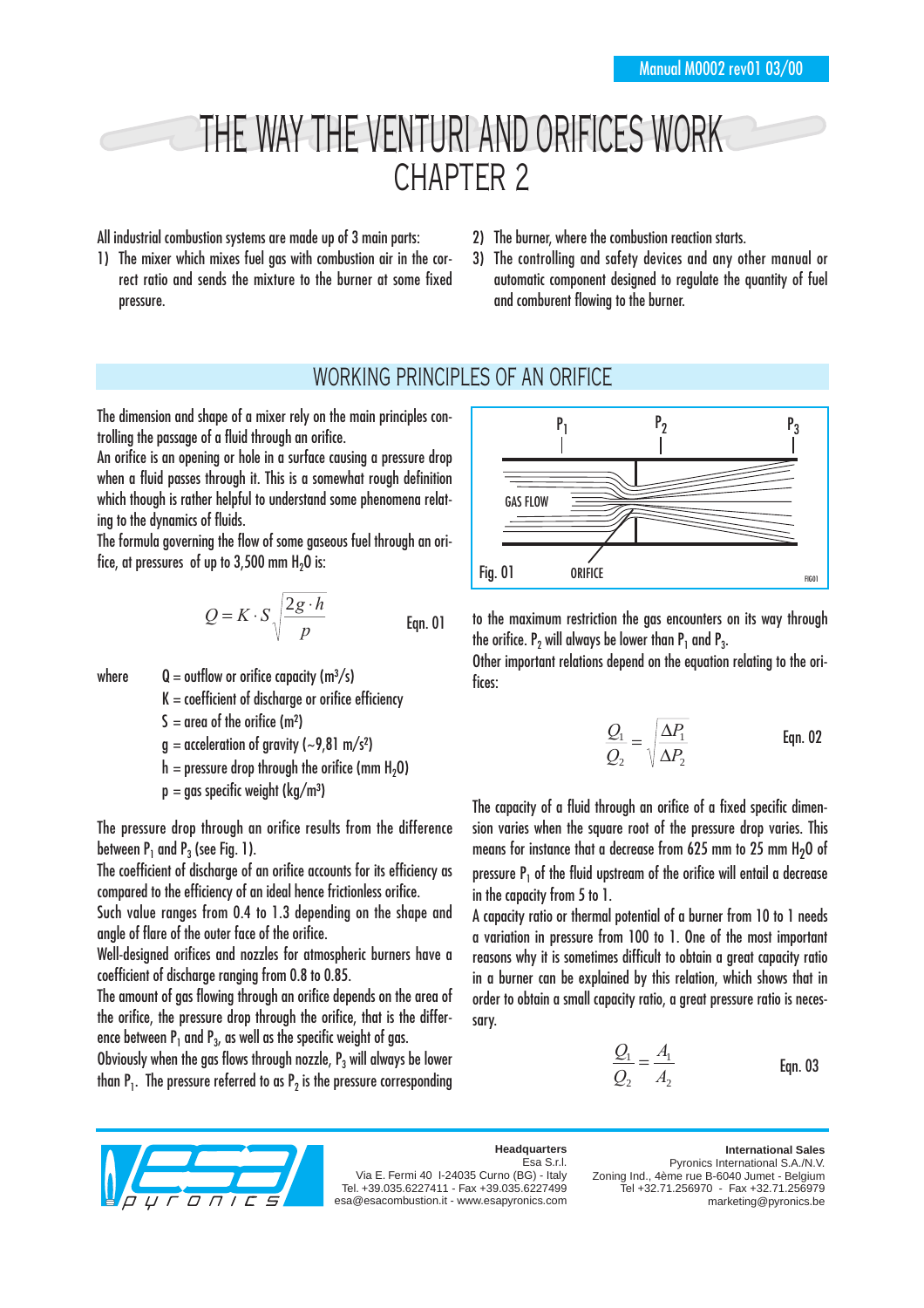# THE WAY THE VENTURI AND ORIFICES WORK
## CHAPTER 2

All industrial combustion systems are made up of 3 main parts:

1) The mixer which mixes fuel gas with combustion air in the correct ratio and sends the mixture to the burner at some fixed pressure.
2) The burner, where the combustion reaction starts.
3) The controlling and safety devices and any other manual or automatic component designed to regulate the quantity of fuel and comburent flowing to the burner.

## WORKING PRINCIPLES OF AN ORIFICE

The dimension and shape of a mixer rely on the main principles controlling the passage of a fluid through an orifice.

An orifice is an opening or hole in a surface causing a pressure drop when a fluid passes through it. This is a somewhat rough definition which though is rather helpful to understand some phenomena relating to the dynamics of fluids.

The formula governing the flow of some gaseous fuel through an orifice, at pressures of up to 3,500 mm $H_2O$ is:

$$Q = K \cdot S \sqrt{\frac{2g \cdot h}{p}} \qquad \text{Eqn. 01}$$

where
- $Q$ = outflow or orifice capacity ($m^3/s$)
- $K$ = coefficient of discharge or orifice efficiency
- $S$ = area of the orifice ($m^2$)
- $g$ = acceleration of gravity (~9,81 $m/s^2$)
- $h$ = pressure drop through the orifice (mm $H_2O$)
- $p$ = gas specific weight ($kg/m^3$)

The pressure drop through an orifice results from the difference between $P_1$ and $P_3$ (see Fig. 1).

The coefficient of discharge of an orifice accounts for its efficiency as compared to the efficiency of an ideal hence frictionless orifice.

Such value ranges from 0.4 to 1.3 depending on the shape and angle of flare of the outer face of the orifice.

Well-designed orifices and nozzles for atmospheric burners have a coefficient of discharge ranging from 0.8 to 0.85.

The amount of gas flowing through an orifice depends on the area of the orifice, the pressure drop through the orifice, that is the difference between $P_1$ and $P_3$, as well as the specific weight of gas.

Obviously when the gas flows through nozzle, $P_3$ will always be lower than $P_1$. The pressure referred to as $P_2$ is the pressure corresponding to the maximum restriction the gas encounters on its way through the orifice. $P_2$ will always be lower than $P_1$ and $P_3$.

P1 P2 P3 GAS FLOW ORIFICE

Fig. 01

Other important relations depend on the equation relating to the orifices:

$$\frac{Q_1}{Q_2} = \sqrt{\frac{\Delta P_1}{\Delta P_2}} \qquad \text{Eqn. 02}$$

The capacity of a fluid through an orifice of a fixed specific dimension varies when the square root of the pressure drop varies. This means for instance that a decrease from 625 mm to 25 mm $H_2O$ of pressure $P_1$ of the fluid upstream of the orifice will entail a decrease in the capacity from 5 to 1.

A capacity ratio or thermal potential of a burner from 10 to 1 needs a variation in pressure from 100 to 1. One of the most important reasons why it is sometimes difficult to obtain a great capacity ratio in a burner can be explained by this relation, which shows that in order to obtain a small capacity ratio, a great pressure ratio is necessary.

$$\frac{Q_1}{Q_2} = \frac{A_1}{A_2} \qquad \text{Eqn. 03}$$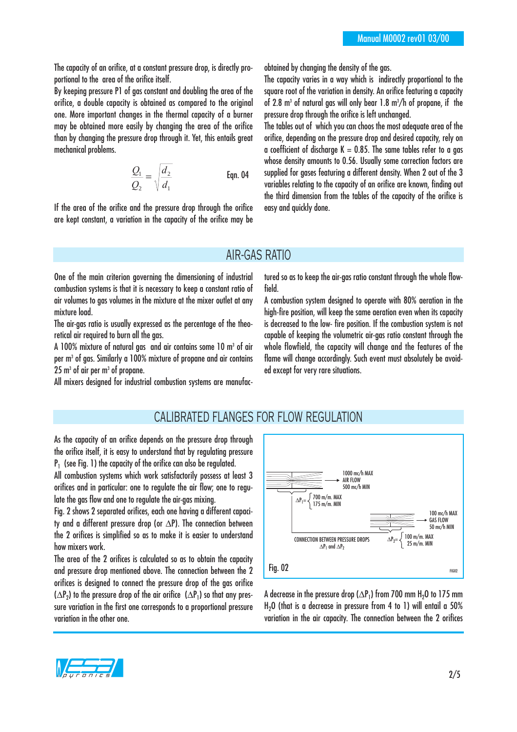The capacity of an orifice, at a constant pressure drop, is directly proportional to the area of the orifice itself.

By keeping pressure P1 of gas constant and doubling the area of the orifice, a double capacity is obtained as compared to the original one. More important changes in the thermal capacity of a burner may be obtained more easily by changing the area of the orifice than by changing the pressure drop through it. Yet, this entails great mechanical problems.

$$\frac{Q_1}{Q_2} = \sqrt{\frac{d_2}{d_1}} \qquad \text{Eqn. 04}$$

If the area of the orifice and the pressure drop through the orifice are kept constant, a variation in the capacity of the orifice may be obtained by changing the density of the gas.

The capacity varies in a way which is indirectly proportional to the square root of the variation in density. An orifice featuring a capacity of 2.8 m³ of natural gas will only bear 1.8 m³/h of propane, if the pressure drop through the orifice is left unchanged.

The tables out of which you can choos the most adequate area of the orifice, depending on the pressure drop and desired capacity, rely on a coefficient of discharge K = 0.85. The same tables refer to a gas whose density amounts to 0.56. Usually some correction factors are supplied for gases featuring a different density. When 2 out of the 3 variables relating to the capacity of an orifice are known, finding out the third dimension from the tables of the capacity of the orifice is easy and quickly done.

## AIR-GAS RATIO

One of the main criterion governing the dimensioning of industrial combustion systems is that it is necessary to keep a constant ratio of air volumes to gas volumes in the mixture at the mixer outlet at any mixture load.

The air-gas ratio is usually expressed as the percentage of the theoretical air required to burn all the gas.

A 100% mixture of natural gas and air contains some 10 m³ of air per m³ of gas. Similarly a 100% mixture of propane and air contains 25 m³ of air per m³ of propane.

All mixers designed for industrial combustion systems are manufactured so as to keep the air-gas ratio constant through the whole flowfield.

A combustion system designed to operate with 80% aeration in the high-fire position, will keep the same aeration even when its capacity is decreased to the low- fire position. If the combustion system is not capable of keeping the volumetric air-gas ratio constant through the whole flowfield, the capacity will change and the features of the flame will change accordingly. Such event must absolutely be avoided except for very rare situations.

## CALIBRATED FLANGES FOR FLOW REGULATION

As the capacity of an orifice depends on the pressure drop through the orifice itself, it is easy to understand that by regulating pressure $P_1$ (see Fig. 1) the capacity of the orifice can also be regulated.

All combustion systems which work satisfactorily possess at least 3 orifices and in particular: one to regulate the air flow; one to regulate the gas flow and one to regulate the air-gas mixing.

Fig. 2 shows 2 separated orifices, each one having a different capacity and a different pressure drop (or $\Delta P$). The connection between the 2 orifices is simplified so as to make it is easier to understand how mixers work.

The area of the 2 orifices is calculated so as to obtain the capacity and pressure drop mentioned above. The connection between the 2 orifices is designed to connect the pressure drop of the gas orifice ($\Delta P_2$) to the pressure drop of the air orifice ($\Delta P_1$) so that any pressure variation in the first one corresponds to a proportional pressure variation in the other one.

1000 mc/h MAX
AIR FLOW
500 mc/h MIN

$\Delta P_1 =$ 700 m/m. MAX, 175 m/m. MIN

100 mc/h MAX
GAS FLOW
50 mc/h MIN

$\Delta P_2 =$ 100 m/m. MAX, 25 m/m. MIN

CONNECTION BETWEEN PRESSURE DROPS $\Delta P_1$ and $\Delta P_2$

Fig. 02

A decrease in the pressure drop ($\Delta P_1$) from 700 mm $H_2O$ to 175 mm $H_2O$ (that is a decrease in pressure from 4 to 1) will entail a 50% variation in the air capacity. The connection between the 2 orifices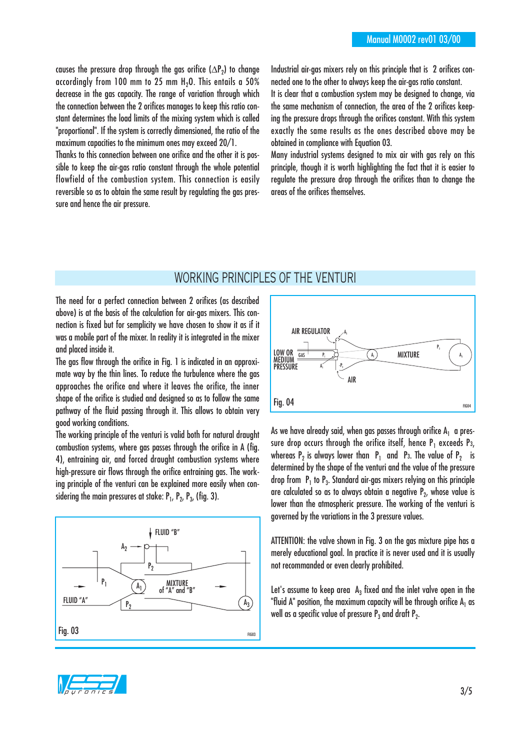causes the pressure drop through the gas orifice ($\Delta P_2$) to change accordingly from 100 mm to 25 mm $H_2O$. This entails a 50% decrease in the gas capacity. The range of variation through which the connection between the 2 orifices manages to keep this ratio constant determines the load limits of the mixing system which is called "proportional". If the system is correctly dimensioned, the ratio of the maximum capacities to the minimum ones may exceed 20/1.

Thanks to this connection between one orifice and the other it is possible to keep the air-gas ratio constant through the whole potential flowfield of the combustion system. This connection is easily reversible so as to obtain the same result by regulating the gas pressure and hence the air pressure.

Industrial air-gas mixers rely on this principle that is 2 orifices connected one to the other to always keep the air-gas ratio constant.

It is clear that a combustion system may be designed to change, via the same mechanism of connection, the area of the 2 orifices keeping the pressure drops through the orifices constant. With this system exactly the same results as the ones described above may be obtained in compliance with Equation 03.

Many industrial systems designed to mix air with gas rely on this principle, though it is worth highlighting the fact that it is easier to regulate the pressure drop through the orifices than to change the areas of the orifices themselves.

## WORKING PRINCIPLES OF THE VENTURI

The need for a perfect connection between 2 orifices (as described above) is at the basis of the calculation for air-gas mixers. This connection is fixed but for semplicity we have chosen to show it as if it was a mobile part of the mixer. In reality it is integrated in the mixer and placed inside it.

The gas flow through the orifice in Fig. 1 is indicated in an approximate way by the thin lines. To reduce the turbulence where the gas approaches the orifice and where it leaves the orifice, the inner shape of the orifice is studied and designed so as to follow the same pathway of the fluid passing through it. This allows to obtain very good working conditions.

The working principle of the venturi is valid both for natural draught combustion systems, where gas passes through the orifice in A (fig. 4), entraining air, and forced draught combustion systems where high-pressure air flows through the orifice entraining gas. The working principle of the venturi can be explained more easily when considering the main pressures at stake: $P_1$, $P_2$, $P_3$, (fig. 3).

Fig. 03

Fig. 04

As we have already said, when gas passes through orifice $A_1$ a pressure drop occurs through the orifice itself, hence $P_1$ exceeds $P_3$, whereas $P_2$ is always lower than $P_1$ and $P_3$. The value of $P_2$ is determined by the shape of the venturi and the value of the pressure drop from $P_1$ to $P_3$. Standard air-gas mixers relying on this principle are calculated so as to always obtain a negative $P_2$, whose value is lower than the atmospheric pressure. The working of the venturi is governed by the variations in the 3 pressure values.

ATTENTION: the valve shown in Fig. 3 on the gas mixture pipe has a merely educational goal. In practice it is never used and it is usually not recommanded or even clearly prohibited.

Let's assume to keep area $A_3$ fixed and the inlet valve open in the "fluid A" position, the maximum capacity will be through orifice $A_1$ as well as a specific value of pressure $P_3$ and draft $P_2$.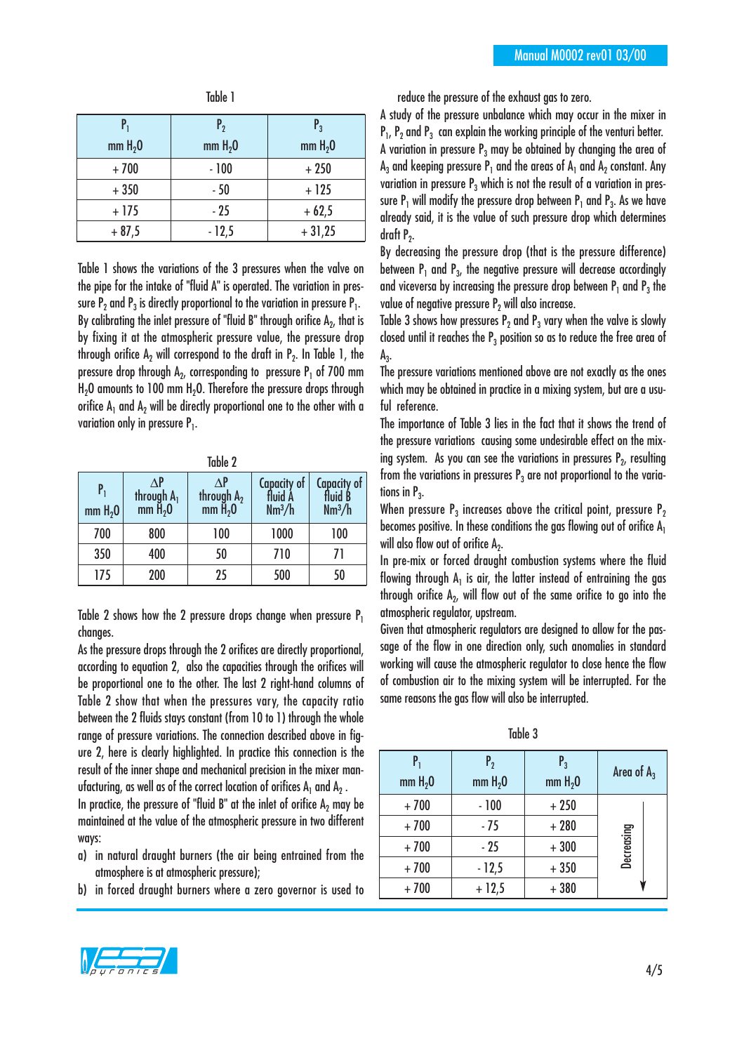Table 1

| $P_1$ mm $H_2O$ | $P_2$ mm $H_2O$ | $P_3$ mm $H_2O$ |
|---|---|---|
| + 700 | - 100 | + 250 |
| + 350 | - 50 | + 125 |
| + 175 | - 25 | + 62,5 |
| + 87,5 | - 12,5 | + 31,25 |

Table 1 shows the variations of the 3 pressures when the valve on the pipe for the intake of "fluid A" is operated. The variation in pressure $P_2$ and $P_3$ is directly proportional to the variation in pressure $P_1$.

By calibrating the inlet pressure of "fluid B" through orifice $A_2$, that is by fixing it at the atmospheric pressure value, the pressure drop through orifice $A_2$ will correspond to the draft in $P_2$. In Table 1, the pressure drop through $A_2$, corresponding to pressure $P_1$ of 700 mm $H_2O$ amounts to 100 mm $H_2O$. Therefore the pressure drops through orifice $A_1$ and $A_2$ will be directly proportional one to the other with a variation only in pressure $P_1$.

Table 2

| $P_1$ mm $H_2O$ | $\Delta P$ through $A_1$ mm $H_2O$ | $\Delta P$ through $A_2$ mm $H_2O$ | Capacity of fluid A $Nm^3/h$ | Capacity of fluid B $Nm^3/h$ |
|---|---|---|---|---|
| 700 | 800 | 100 | 1000 | 100 |
| 350 | 400 | 50 | 710 | 71 |
| 175 | 200 | 25 | 500 | 50 |

Table 2 shows how the 2 pressure drops change when pressure $P_1$ changes.

As the pressure drops through the 2 orifices are directly proportional, according to equation 2, also the capacities through the orifices will be proportional one to the other. The last 2 right-hand columns of Table 2 show that when the pressures vary, the capacity ratio between the 2 fluids stays constant (from 10 to 1) through the whole range of pressure variations. The connection described above in figure 2, here is clearly highlighted. In practice this connection is the result of the inner shape and mechanical precision in the mixer manufacturing, as well as of the correct location of orifices $A_1$ and $A_2$.

In practice, the pressure of "fluid B" at the inlet of orifice $A_2$ may be maintained at the value of the atmospheric pressure in two different ways:

a) in natural draught burners (the air being entrained from the atmosphere is at atmospheric pressure);
b) in forced draught burners where a zero governor is used to reduce the pressure of the exhaust gas to zero.

A study of the pressure unbalance which may occur in the mixer in $P_1$, $P_2$ and $P_3$ can explain the working principle of the venturi better. A variation in pressure $P_3$ may be obtained by changing the area of $A_3$ and keeping pressure $P_1$ and the areas of $A_1$ and $A_2$ constant. Any variation in pressure $P_3$ which is not the result of a variation in pressure $P_1$ will modify the pressure drop between $P_1$ and $P_3$. As we have already said, it is the value of such pressure drop which determines draft $P_2$.

By decreasing the pressure drop (that is the pressure difference) between $P_1$ and $P_3$, the negative pressure will decrease accordingly and viceversa by increasing the pressure drop between $P_1$ and $P_3$ the value of negative pressure $P_2$ will also increase.

Table 3 shows how pressures $P_2$ and $P_3$ vary when the valve is slowly closed until it reaches the $P_3$ position so as to reduce the free area of $A_3$.

The pressure variations mentioned above are not exactly as the ones which may be obtained in practice in a mixing system, but are a useful reference.

The importance of Table 3 lies in the fact that it shows the trend of the pressure variations causing some undesirable effect on the mixing system. As you can see the variations in pressures $P_2$, resulting from the variations in pressures $P_3$ are not proportional to the variations in $P_3$.

When pressure $P_3$ increases above the critical point, pressure $P_2$ becomes positive. In these conditions the gas flowing out of orifice $A_1$ will also flow out of orifice $A_2$.

In pre-mix or forced draught combustion systems where the fluid flowing through $A_1$ is air, the latter instead of entraining the gas through orifice $A_2$, will flow out of the same orifice to go into the atmospheric regulator, upstream.

Given that atmospheric regulators are designed to allow for the passage of the flow in one direction only, such anomalies in standard working will cause the atmospheric regulator to close hence the flow of combustion air to the mixing system will be interrupted. For the same reasons the gas flow will also be interrupted.

Table 3

| $P_1$ mm $H_2O$ | $P_2$ mm $H_2O$ | $P_3$ mm $H_2O$ | Area of $A_3$ |
|---|---|---|---|
| + 700 | - 100 | + 250 | Decreasing ↓ |
| + 700 | - 75 | + 280 | |
| + 700 | - 25 | + 300 | |
| + 700 | - 12,5 | + 350 | |
| + 700 | + 12,5 | + 380 | |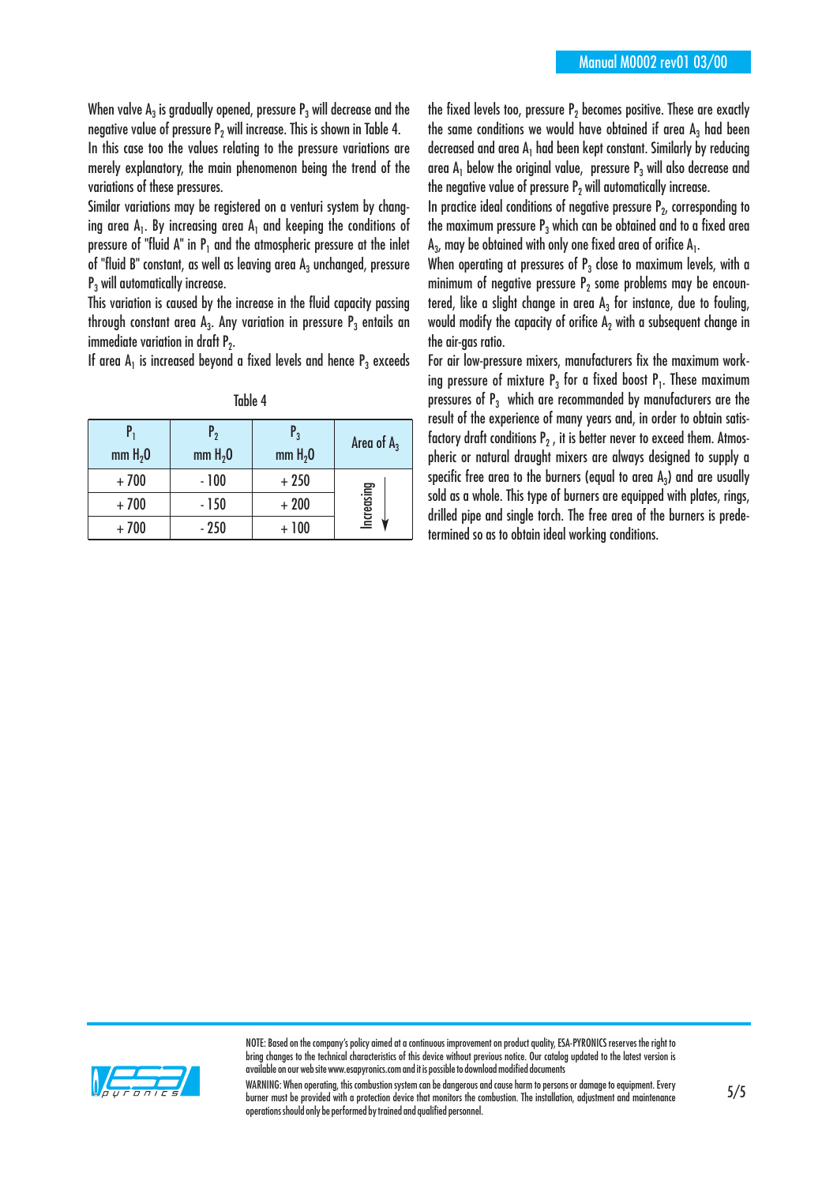When valve $A_3$ is gradually opened, pressure $P_3$ will decrease and the negative value of pressure $P_2$ will increase. This is shown in Table 4.

In this case too the values relating to the pressure variations are merely explanatory, the main phenomenon being the trend of the variations of these pressures.

Similar variations may be registered on a venturi system by changing area $A_1$. By increasing area $A_1$ and keeping the conditions of pressure of "fluid A" in $P_1$ and the atmospheric pressure at the inlet of "fluid B" constant, as well as leaving area $A_3$ unchanged, pressure $P_3$ will automatically increase.

This variation is caused by the increase in the fluid capacity passing through constant area $A_3$. Any variation in pressure $P_3$ entails an immediate variation in draft $P_2$.

If area $A_1$ is increased beyond a fixed levels and hence $P_3$ exceeds

Table 4

| $P_1$ mm $H_2O$ | $P_2$ mm $H_2O$ | $P_3$ mm $H_2O$ | Area of $A_3$ |
|---|---|---|---|
| + 700 | - 100 | + 250 | Increasing ↓ |
| + 700 | - 150 | + 200 | |
| + 700 | - 250 | + 100 | |

the fixed levels too, pressure $P_2$ becomes positive. These are exactly the same conditions we would have obtained if area $A_3$ had been decreased and area $A_1$ had been kept constant. Similarly by reducing area $A_1$ below the original value, pressure $P_3$ will also decrease and the negative value of pressure $P_2$ will automatically increase.

In practice ideal conditions of negative pressure $P_2$, corresponding to the maximum pressure $P_3$ which can be obtained and to a fixed area $A_3$, may be obtained with only one fixed area of orifice $A_1$.

When operating at pressures of $P_3$ close to maximum levels, with a minimum of negative pressure $P_2$ some problems may be encountered, like a slight change in area $A_3$ for instance, due to fouling, would modify the capacity of orifice $A_2$ with a subsequent change in the air-gas ratio.

For air low-pressure mixers, manufacturers fix the maximum working pressure of mixture $P_3$ for a fixed boost $P_1$. These maximum pressures of $P_3$ which are recommanded by manufacturers are the result of the experience of many years and, in order to obtain satisfactory draft conditions $P_2$, it is better never to exceed them. Atmospheric or natural draught mixers are always designed to supply a specific free area to the burners (equal to area $A_3$) and are usually sold as a whole. This type of burners are equipped with plates, rings, drilled pipe and single torch. The free area of the burners is predetermined so as to obtain ideal working conditions.

NOTE: Based on the company's policy aimed at a continuous improvement on product quality, ESA-PYRONICS reserves the right to bring changes to the technical characteristics of this device without previous notice. Our catalog updated to the latest version is available on our web site www.esapyronics.com and it is possible to download modified documents

WARNING: When operating, this combustion system can be dangerous and cause harm to persons or damage to equipment. Every burner must be provided with a protection device that monitors the combustion. The installation, adjustment and maintenance operations should only be performed by trained and qualified personnel.